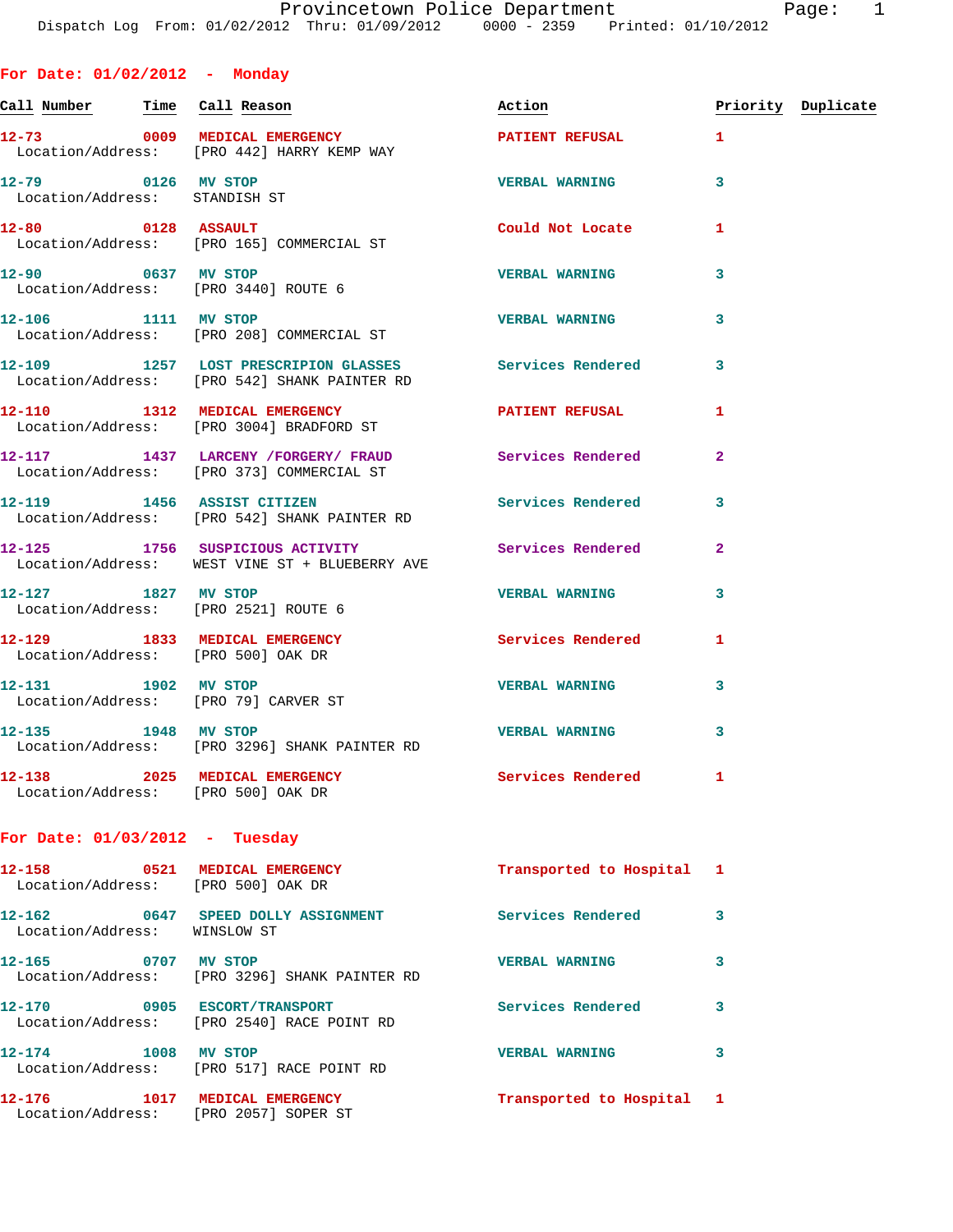# Provincetown Police Department

Dispatch Log From: 01/02/2012 Thru: 01/09/2012 0000 - 2359 Printed: 01/10/2012

## For Date: 01/02/2012 - Monday

| Call Number | Time | Call Reason | Action | Priority | Duplicate |
|---|---|---|---|---|---|
| 12-73 | 0009 | MEDICAL EMERGENCY | PATIENT REFUSAL | 1 | |
| Location/Address: | | [PRO 442] HARRY KEMP WAY | | | |
| 12-79 | 0126 | MV STOP | VERBAL WARNING | 3 | |
| Location/Address: | | STANDISH ST | | | |
| 12-80 | 0128 | ASSAULT | Could Not Locate | 1 | |
| Location/Address: | | [PRO 165] COMMERCIAL ST | | | |
| 12-90 | 0637 | MV STOP | VERBAL WARNING | 3 | |
| Location/Address: | | [PRO 3440] ROUTE 6 | | | |
| 12-106 | 1111 | MV STOP | VERBAL WARNING | 3 | |
| Location/Address: | | [PRO 208] COMMERCIAL ST | | | |
| 12-109 | 1257 | LOST PRESCRIPION GLASSES | Services Rendered | 3 | |
| Location/Address: | | [PRO 542] SHANK PAINTER RD | | | |
| 12-110 | 1312 | MEDICAL EMERGENCY | PATIENT REFUSAL | 1 | |
| Location/Address: | | [PRO 3004] BRADFORD ST | | | |
| 12-117 | 1437 | LARCENY /FORGERY/ FRAUD | Services Rendered | 2 | |
| Location/Address: | | [PRO 373] COMMERCIAL ST | | | |
| 12-119 | 1456 | ASSIST CITIZEN | Services Rendered | 3 | |
| Location/Address: | | [PRO 542] SHANK PAINTER RD | | | |
| 12-125 | 1756 | SUSPICIOUS ACTIVITY | Services Rendered | 2 | |
| Location/Address: | | WEST VINE ST + BLUEBERRY AVE | | | |
| 12-127 | 1827 | MV STOP | VERBAL WARNING | 3 | |
| Location/Address: | | [PRO 2521] ROUTE 6 | | | |
| 12-129 | 1833 | MEDICAL EMERGENCY | Services Rendered | 1 | |
| Location/Address: | | [PRO 500] OAK DR | | | |
| 12-131 | 1902 | MV STOP | VERBAL WARNING | 3 | |
| Location/Address: | | [PRO 79] CARVER ST | | | |
| 12-135 | 1948 | MV STOP | VERBAL WARNING | 3 | |
| Location/Address: | | [PRO 3296] SHANK PAINTER RD | | | |
| 12-138 | 2025 | MEDICAL EMERGENCY | Services Rendered | 1 | |
| Location/Address: | | [PRO 500] OAK DR | | | |

## For Date: 01/03/2012 - Tuesday

| Call Number | Time | Call Reason | Action | Priority | Duplicate |
|---|---|---|---|---|---|
| 12-158 | 0521 | MEDICAL EMERGENCY | Transported to Hospital | 1 | |
| Location/Address: | | [PRO 500] OAK DR | | | |
| 12-162 | 0647 | SPEED DOLLY ASSIGNMENT | Services Rendered | 3 | |
| Location/Address: | | WINSLOW ST | | | |
| 12-165 | 0707 | MV STOP | VERBAL WARNING | 3 | |
| Location/Address: | | [PRO 3296] SHANK PAINTER RD | | | |
| 12-170 | 0905 | ESCORT/TRANSPORT | Services Rendered | 3 | |
| Location/Address: | | [PRO 2540] RACE POINT RD | | | |
| 12-174 | 1008 | MV STOP | VERBAL WARNING | 3 | |
| Location/Address: | | [PRO 517] RACE POINT RD | | | |
| 12-176 | 1017 | MEDICAL EMERGENCY | Transported to Hospital | 1 | |
| Location/Address: | | [PRO 2057] SOPER ST | | | |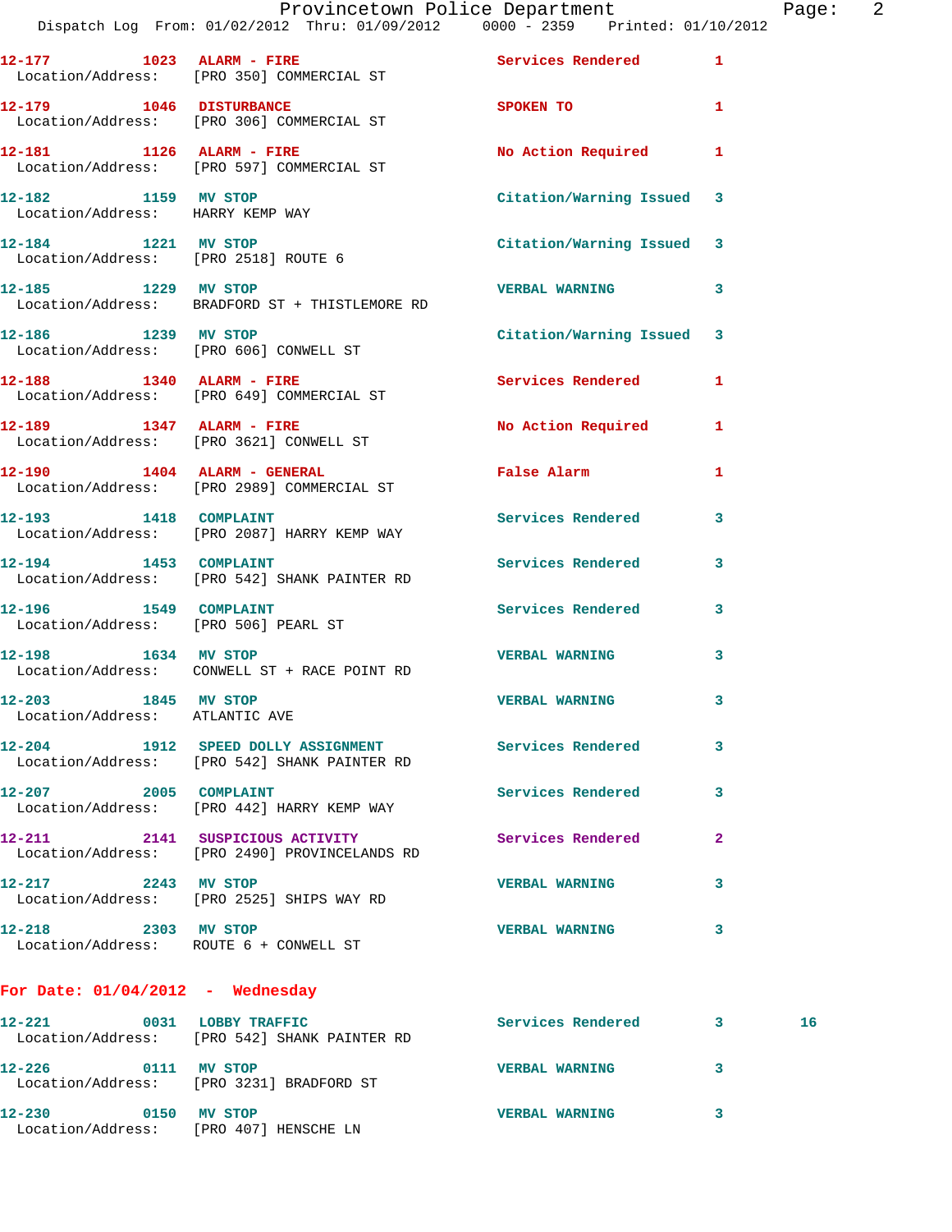12-177 1023 **ALARM - FIRE** Services Rendered 1
Location/Address: [PRO 350] COMMERCIAL ST

12-179 1046 **DISTURBANCE** SPOKEN TO 1
Location/Address: [PRO 306] COMMERCIAL ST

12-181 1126 **ALARM - FIRE** No Action Required 1
Location/Address: [PRO 597] COMMERCIAL ST

12-182 1159 **MV STOP** Citation/Warning Issued 3
Location/Address: HARRY KEMP WAY

12-184 1221 **MV STOP** Citation/Warning Issued 3
Location/Address: [PRO 2518] ROUTE 6

12-185 1229 **MV STOP** VERBAL WARNING 3
Location/Address: BRADFORD ST + THISTLEMORE RD

12-186 1239 **MV STOP** Citation/Warning Issued 3
Location/Address: [PRO 606] CONWELL ST

12-188 1340 **ALARM - FIRE** Services Rendered 1
Location/Address: [PRO 649] COMMERCIAL ST

12-189 1347 **ALARM - FIRE** No Action Required 1
Location/Address: [PRO 3621] CONWELL ST

12-190 1404 **ALARM - GENERAL** False Alarm 1
Location/Address: [PRO 2989] COMMERCIAL ST

12-193 1418 **COMPLAINT** Services Rendered 3
Location/Address: [PRO 2087] HARRY KEMP WAY

12-194 1453 **COMPLAINT** Services Rendered 3
Location/Address: [PRO 542] SHANK PAINTER RD

12-196 1549 **COMPLAINT** Services Rendered 3
Location/Address: [PRO 506] PEARL ST

12-198 1634 **MV STOP** VERBAL WARNING 3
Location/Address: CONWELL ST + RACE POINT RD

12-203 1845 **MV STOP** VERBAL WARNING 3
Location/Address: ATLANTIC AVE

12-204 1912 **SPEED DOLLY ASSIGNMENT** Services Rendered 3
Location/Address: [PRO 542] SHANK PAINTER RD

12-207 2005 **COMPLAINT** Services Rendered 3
Location/Address: [PRO 442] HARRY KEMP WAY

12-211 2141 **SUSPICIOUS ACTIVITY** Services Rendered 2
Location/Address: [PRO 2490] PROVINCELANDS RD

12-217 2243 **MV STOP** VERBAL WARNING 3
Location/Address: [PRO 2525] SHIPS WAY RD

12-218 2303 **MV STOP** VERBAL WARNING 3
Location/Address: ROUTE 6 + CONWELL ST

## For Date: 01/04/2012 - Wednesday

12-221 0031 **LOBBY TRAFFIC** Services Rendered 3 16
Location/Address: [PRO 542] SHANK PAINTER RD

12-226 0111 **MV STOP** VERBAL WARNING 3
Location/Address: [PRO 3231] BRADFORD ST

12-230 0150 **MV STOP** VERBAL WARNING 3
Location/Address: [PRO 407] HENSCHE LN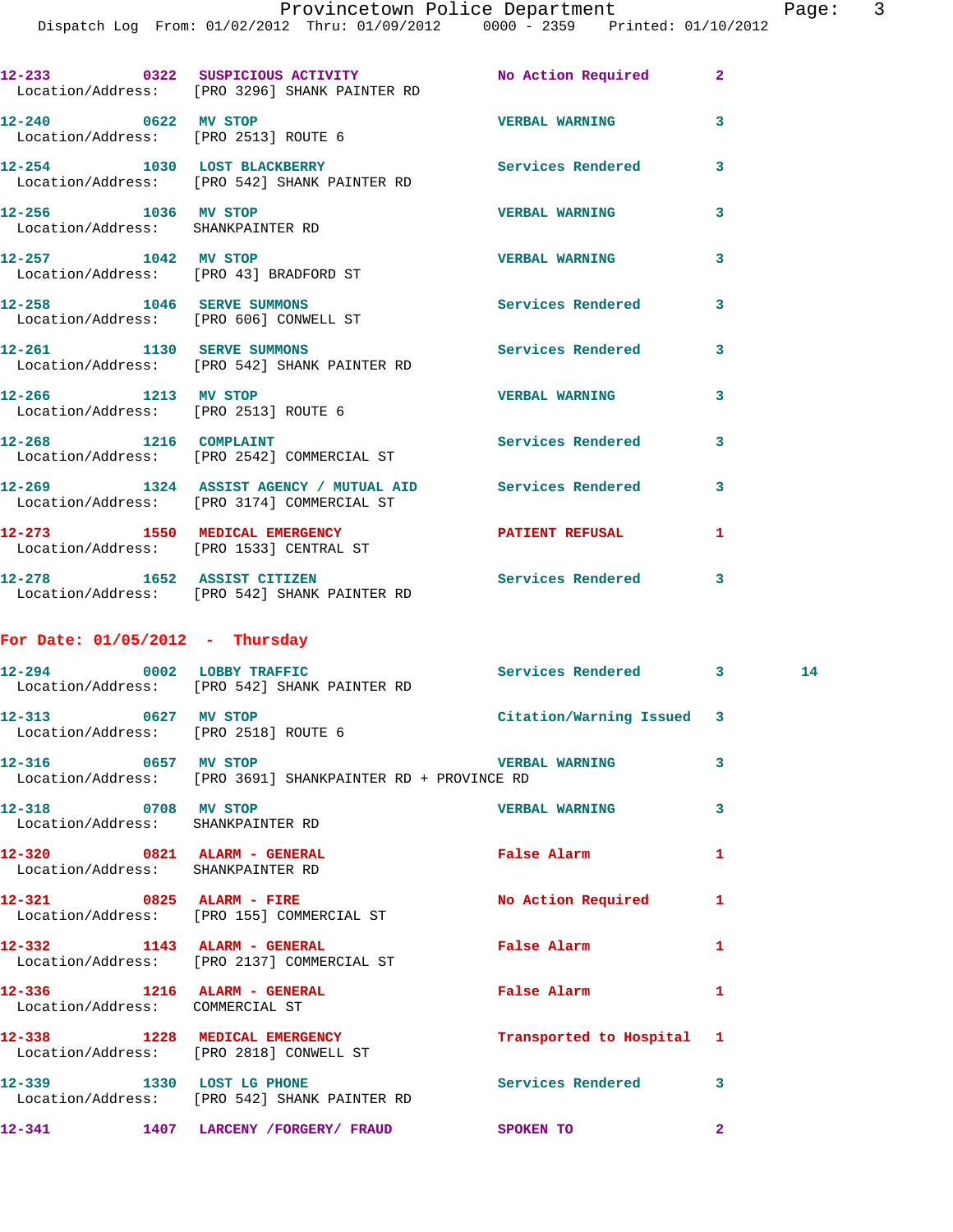12-233 0322 SUSPICIOUS ACTIVITY No Action Required 2
Location/Address: [PRO 3296] SHANK PAINTER RD

12-240 0622 MV STOP VERBAL WARNING 3
Location/Address: [PRO 2513] ROUTE 6

12-254 1030 LOST BLACKBERRY Services Rendered 3
Location/Address: [PRO 542] SHANK PAINTER RD

12-256 1036 MV STOP VERBAL WARNING 3
Location/Address: SHANKPAINTER RD

12-257 1042 MV STOP VERBAL WARNING 3
Location/Address: [PRO 43] BRADFORD ST

12-258 1046 SERVE SUMMONS Services Rendered 3
Location/Address: [PRO 606] CONWELL ST

12-261 1130 SERVE SUMMONS Services Rendered 3
Location/Address: [PRO 542] SHANK PAINTER RD

12-266 1213 MV STOP VERBAL WARNING 3
Location/Address: [PRO 2513] ROUTE 6

12-268 1216 COMPLAINT Services Rendered 3
Location/Address: [PRO 2542] COMMERCIAL ST

12-269 1324 ASSIST AGENCY / MUTUAL AID Services Rendered 3
Location/Address: [PRO 3174] COMMERCIAL ST

12-273 1550 MEDICAL EMERGENCY PATIENT REFUSAL 1
Location/Address: [PRO 1533] CENTRAL ST

12-278 1652 ASSIST CITIZEN Services Rendered 3
Location/Address: [PRO 542] SHANK PAINTER RD

## For Date: 01/05/2012 - Thursday

12-294 0002 LOBBY TRAFFIC Services Rendered 3 14
Location/Address: [PRO 542] SHANK PAINTER RD

12-313 0627 MV STOP Citation/Warning Issued 3
Location/Address: [PRO 2518] ROUTE 6

12-316 0657 MV STOP VERBAL WARNING 3
Location/Address: [PRO 3691] SHANKPAINTER RD + PROVINCE RD

12-318 0708 MV STOP VERBAL WARNING 3
Location/Address: SHANKPAINTER RD

12-320 0821 ALARM - GENERAL False Alarm 1
Location/Address: SHANKPAINTER RD

12-321 0825 ALARM - FIRE No Action Required 1
Location/Address: [PRO 155] COMMERCIAL ST

12-332 1143 ALARM - GENERAL False Alarm 1
Location/Address: [PRO 2137] COMMERCIAL ST

12-336 1216 ALARM - GENERAL False Alarm 1
Location/Address: COMMERCIAL ST

12-338 1228 MEDICAL EMERGENCY Transported to Hospital 1
Location/Address: [PRO 2818] CONWELL ST

12-339 1330 LOST LG PHONE Services Rendered 3
Location/Address: [PRO 542] SHANK PAINTER RD

12-341 1407 LARCENY /FORGERY/ FRAUD SPOKEN TO 2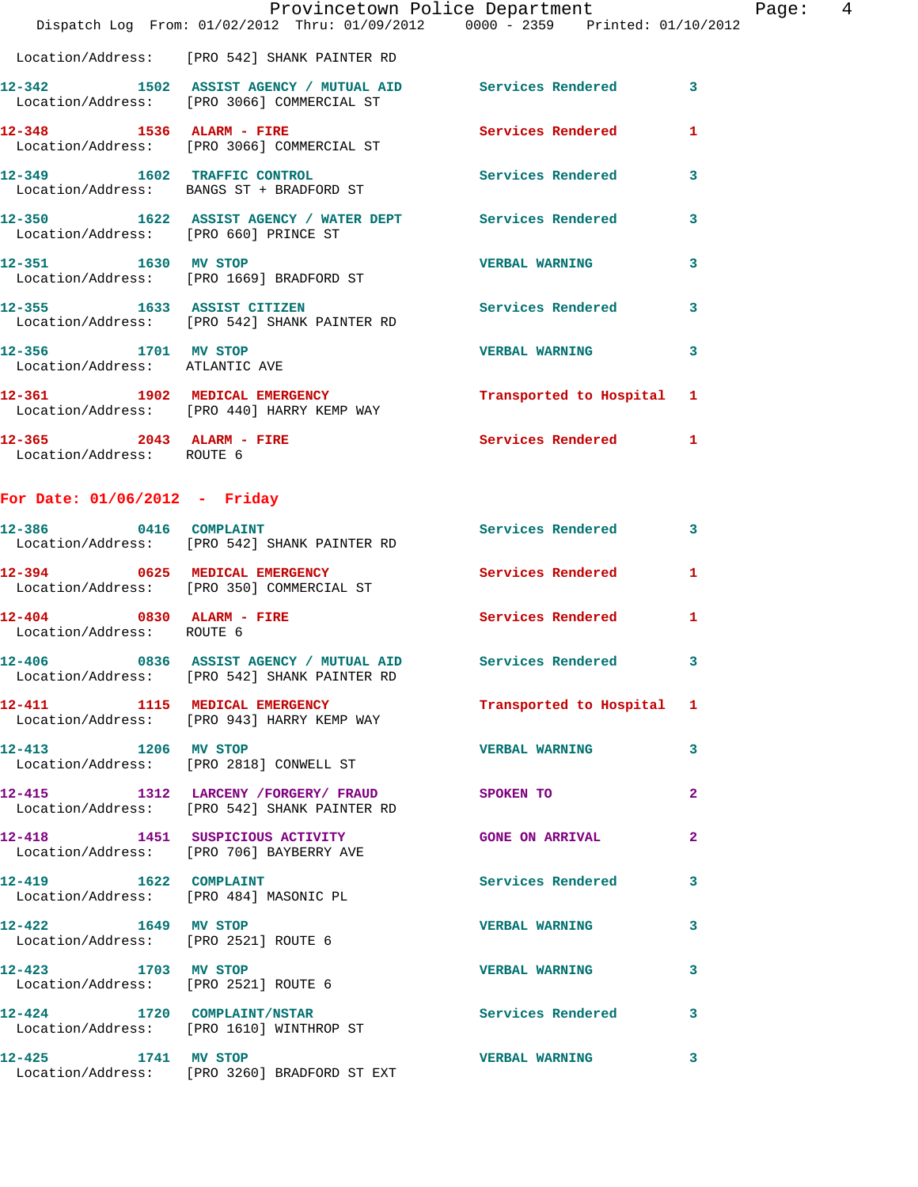Location/Address: [PRO 542] SHANK PAINTER RD

| Call # | Time | Call Reason | Action | Priority |
|---|---|---|---|---|
| 12-342 | 1502 | ASSIST AGENCY / MUTUAL AID | Services Rendered | 3 |
| | | Location/Address: [PRO 3066] COMMERCIAL ST | | |
| 12-348 | 1536 | ALARM - FIRE | Services Rendered | 1 |
| | | Location/Address: [PRO 3066] COMMERCIAL ST | | |
| 12-349 | 1602 | TRAFFIC CONTROL | Services Rendered | 3 |
| | | Location/Address: BANGS ST + BRADFORD ST | | |
| 12-350 | 1622 | ASSIST AGENCY / WATER DEPT | Services Rendered | 3 |
| | | Location/Address: [PRO 660] PRINCE ST | | |
| 12-351 | 1630 | MV STOP | VERBAL WARNING | 3 |
| | | Location/Address: [PRO 1669] BRADFORD ST | | |
| 12-355 | 1633 | ASSIST CITIZEN | Services Rendered | 3 |
| | | Location/Address: [PRO 542] SHANK PAINTER RD | | |
| 12-356 | 1701 | MV STOP | VERBAL WARNING | 3 |
| | | Location/Address: ATLANTIC AVE | | |
| 12-361 | 1902 | MEDICAL EMERGENCY | Transported to Hospital | 1 |
| | | Location/Address: [PRO 440] HARRY KEMP WAY | | |
| 12-365 | 2043 | ALARM - FIRE | Services Rendered | 1 |
| | | Location/Address: ROUTE 6 | | |

## For Date: 01/06/2012 - Friday

| Call # | Time | Call Reason | Action | Priority |
|---|---|---|---|---|
| 12-386 | 0416 | COMPLAINT | Services Rendered | 3 |
| | | Location/Address: [PRO 542] SHANK PAINTER RD | | |
| 12-394 | 0625 | MEDICAL EMERGENCY | Services Rendered | 1 |
| | | Location/Address: [PRO 350] COMMERCIAL ST | | |
| 12-404 | 0830 | ALARM - FIRE | Services Rendered | 1 |
| | | Location/Address: ROUTE 6 | | |
| 12-406 | 0836 | ASSIST AGENCY / MUTUAL AID | Services Rendered | 3 |
| | | Location/Address: [PRO 542] SHANK PAINTER RD | | |
| 12-411 | 1115 | MEDICAL EMERGENCY | Transported to Hospital | 1 |
| | | Location/Address: [PRO 943] HARRY KEMP WAY | | |
| 12-413 | 1206 | MV STOP | VERBAL WARNING | 3 |
| | | Location/Address: [PRO 2818] CONWELL ST | | |
| 12-415 | 1312 | LARCENY /FORGERY/ FRAUD | SPOKEN TO | 2 |
| | | Location/Address: [PRO 542] SHANK PAINTER RD | | |
| 12-418 | 1451 | SUSPICIOUS ACTIVITY | GONE ON ARRIVAL | 2 |
| | | Location/Address: [PRO 706] BAYBERRY AVE | | |
| 12-419 | 1622 | COMPLAINT | Services Rendered | 3 |
| | | Location/Address: [PRO 484] MASONIC PL | | |
| 12-422 | 1649 | MV STOP | VERBAL WARNING | 3 |
| | | Location/Address: [PRO 2521] ROUTE 6 | | |
| 12-423 | 1703 | MV STOP | VERBAL WARNING | 3 |
| | | Location/Address: [PRO 2521] ROUTE 6 | | |
| 12-424 | 1720 | COMPLAINT/NSTAR | Services Rendered | 3 |
| | | Location/Address: [PRO 1610] WINTHROP ST | | |
| 12-425 | 1741 | MV STOP | VERBAL WARNING | 3 |
| | | Location/Address: [PRO 3260] BRADFORD ST EXT | | |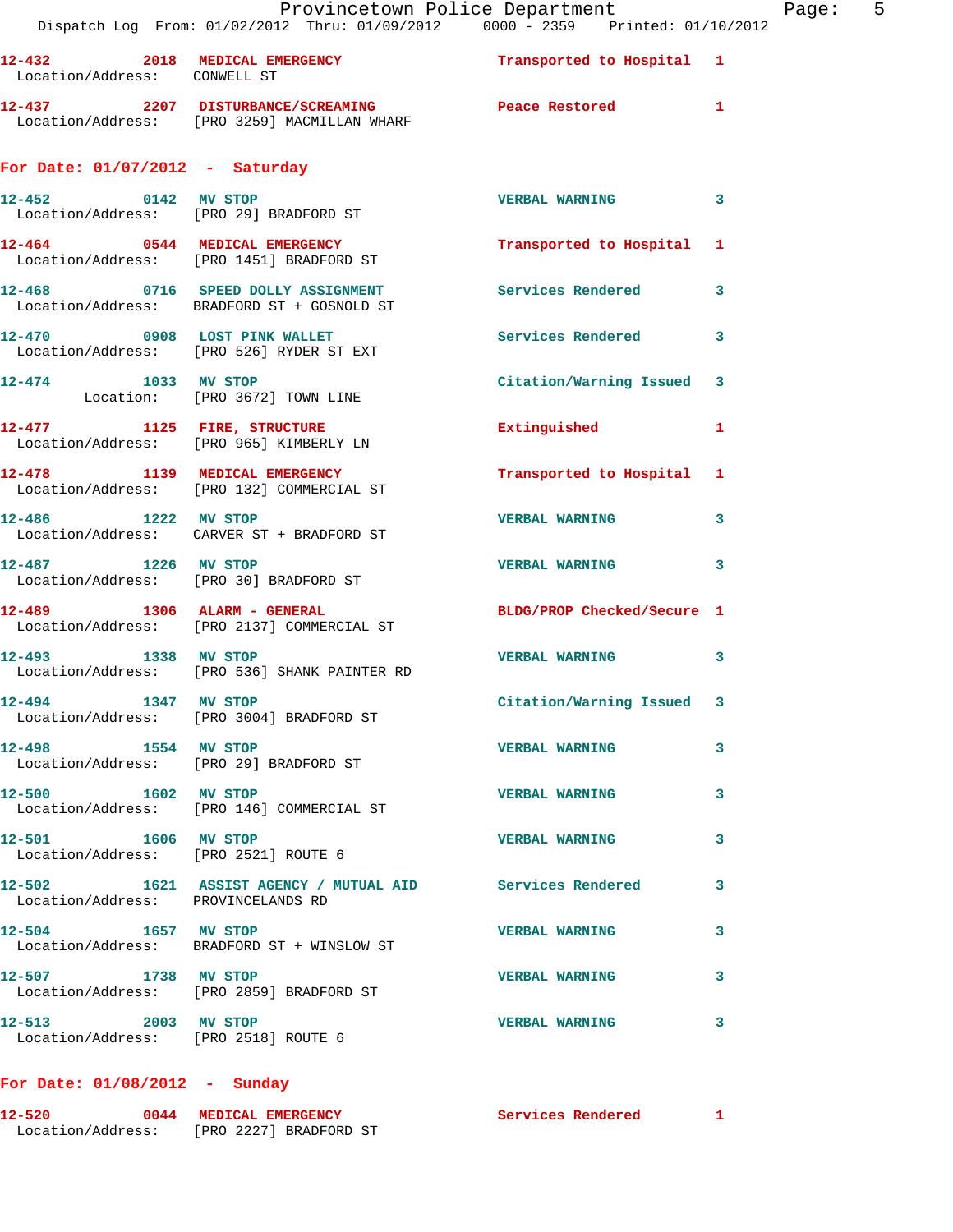12-432 2018 MEDICAL EMERGENCY Transported to Hospital 1
Location/Address: CONWELL ST

12-437 2207 DISTURBANCE/SCREAMING Peace Restored 1
Location/Address: [PRO 3259] MACMILLAN WHARF

## For Date: 01/07/2012 - Saturday

12-452 0142 MV STOP VERBAL WARNING 3
Location/Address: [PRO 29] BRADFORD ST

12-464 0544 MEDICAL EMERGENCY Transported to Hospital 1
Location/Address: [PRO 1451] BRADFORD ST

12-468 0716 SPEED DOLLY ASSIGNMENT Services Rendered 3
Location/Address: BRADFORD ST + GOSNOLD ST

12-470 0908 LOST PINK WALLET Services Rendered 3
Location/Address: [PRO 526] RYDER ST EXT

12-474 1033 MV STOP Citation/Warning Issued 3
Location: [PRO 3672] TOWN LINE

12-477 1125 FIRE, STRUCTURE Extinguished 1
Location/Address: [PRO 965] KIMBERLY LN

12-478 1139 MEDICAL EMERGENCY Transported to Hospital 1
Location/Address: [PRO 132] COMMERCIAL ST

12-486 1222 MV STOP VERBAL WARNING 3
Location/Address: CARVER ST + BRADFORD ST

12-487 1226 MV STOP VERBAL WARNING 3
Location/Address: [PRO 30] BRADFORD ST

12-489 1306 ALARM - GENERAL BLDG/PROP Checked/Secure 1
Location/Address: [PRO 2137] COMMERCIAL ST

12-493 1338 MV STOP VERBAL WARNING 3
Location/Address: [PRO 536] SHANK PAINTER RD

12-494 1347 MV STOP Citation/Warning Issued 3
Location/Address: [PRO 3004] BRADFORD ST

12-498 1554 MV STOP VERBAL WARNING 3
Location/Address: [PRO 29] BRADFORD ST

12-500 1602 MV STOP VERBAL WARNING 3
Location/Address: [PRO 146] COMMERCIAL ST

12-501 1606 MV STOP VERBAL WARNING 3
Location/Address: [PRO 2521] ROUTE 6

12-502 1621 ASSIST AGENCY / MUTUAL AID Services Rendered 3
Location/Address: PROVINCELANDS RD

12-504 1657 MV STOP VERBAL WARNING 3
Location/Address: BRADFORD ST + WINSLOW ST

12-507 1738 MV STOP VERBAL WARNING 3
Location/Address: [PRO 2859] BRADFORD ST

12-513 2003 MV STOP VERBAL WARNING 3
Location/Address: [PRO 2518] ROUTE 6

## For Date: 01/08/2012 - Sunday

12-520 0044 MEDICAL EMERGENCY Services Rendered 1
Location/Address: [PRO 2227] BRADFORD ST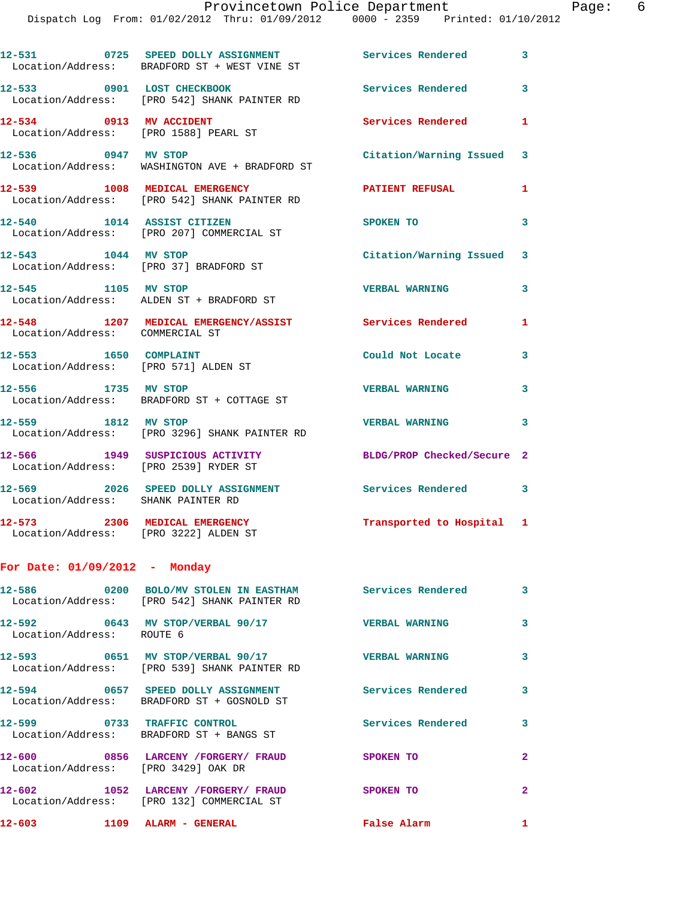```
12-531        0725   SPEED DOLLY ASSIGNMENT              Services Rendered         3
  Location/Address:   BRADFORD ST + WEST VINE ST

12-533        0901   LOST CHECKBOOK                      Services Rendered         3
  Location/Address:   [PRO 542] SHANK PAINTER RD

12-534        0913   MV ACCIDENT                         Services Rendered         1
  Location/Address:   [PRO 1588] PEARL ST

12-536        0947   MV STOP                             Citation/Warning Issued   3
  Location/Address:   WASHINGTON AVE + BRADFORD ST

12-539        1008   MEDICAL EMERGENCY                   PATIENT REFUSAL           1
  Location/Address:   [PRO 542] SHANK PAINTER RD

12-540        1014   ASSIST CITIZEN                      SPOKEN TO                 3
  Location/Address:   [PRO 207] COMMERCIAL ST

12-543        1044   MV STOP                             Citation/Warning Issued   3
  Location/Address:   [PRO 37] BRADFORD ST

12-545        1105   MV STOP                             VERBAL WARNING            3
  Location/Address:   ALDEN ST + BRADFORD ST

12-548        1207   MEDICAL EMERGENCY/ASSIST            Services Rendered         1
  Location/Address:   COMMERCIAL ST

12-553        1650   COMPLAINT                           Could Not Locate          3
  Location/Address:   [PRO 571] ALDEN ST

12-556        1735   MV STOP                             VERBAL WARNING            3
  Location/Address:   BRADFORD ST + COTTAGE ST

12-559        1812   MV STOP                             VERBAL WARNING            3
  Location/Address:   [PRO 3296] SHANK PAINTER RD

12-566        1949   SUSPICIOUS ACTIVITY                 BLDG/PROP Checked/Secure  2
  Location/Address:   [PRO 2539] RYDER ST

12-569        2026   SPEED DOLLY ASSIGNMENT              Services Rendered         3
  Location/Address:   SHANK PAINTER RD

12-573        2306   MEDICAL EMERGENCY                   Transported to Hospital   1
  Location/Address:   [PRO 3222] ALDEN ST
```

**For Date: 01/09/2012 - Monday**

```
12-586        0200   BOLO/MV STOLEN IN EASTHAM           Services Rendered         3
  Location/Address:   [PRO 542] SHANK PAINTER RD

12-592        0643   MV STOP/VERBAL 90/17                VERBAL WARNING            3
  Location/Address:   ROUTE 6

12-593        0651   MV STOP/VERBAL 90/17                VERBAL WARNING            3
  Location/Address:   [PRO 539] SHANK PAINTER RD

12-594        0657   SPEED DOLLY ASSIGNMENT              Services Rendered         3
  Location/Address:   BRADFORD ST + GOSNOLD ST

12-599        0733   TRAFFIC CONTROL                     Services Rendered         3
  Location/Address:   BRADFORD ST + BANGS ST

12-600        0856   LARCENY /FORGERY/ FRAUD             SPOKEN TO                 2
  Location/Address:   [PRO 3429] OAK DR

12-602        1052   LARCENY /FORGERY/ FRAUD             SPOKEN TO                 2
  Location/Address:   [PRO 132] COMMERCIAL ST

12-603        1109   ALARM - GENERAL                     False Alarm               1
```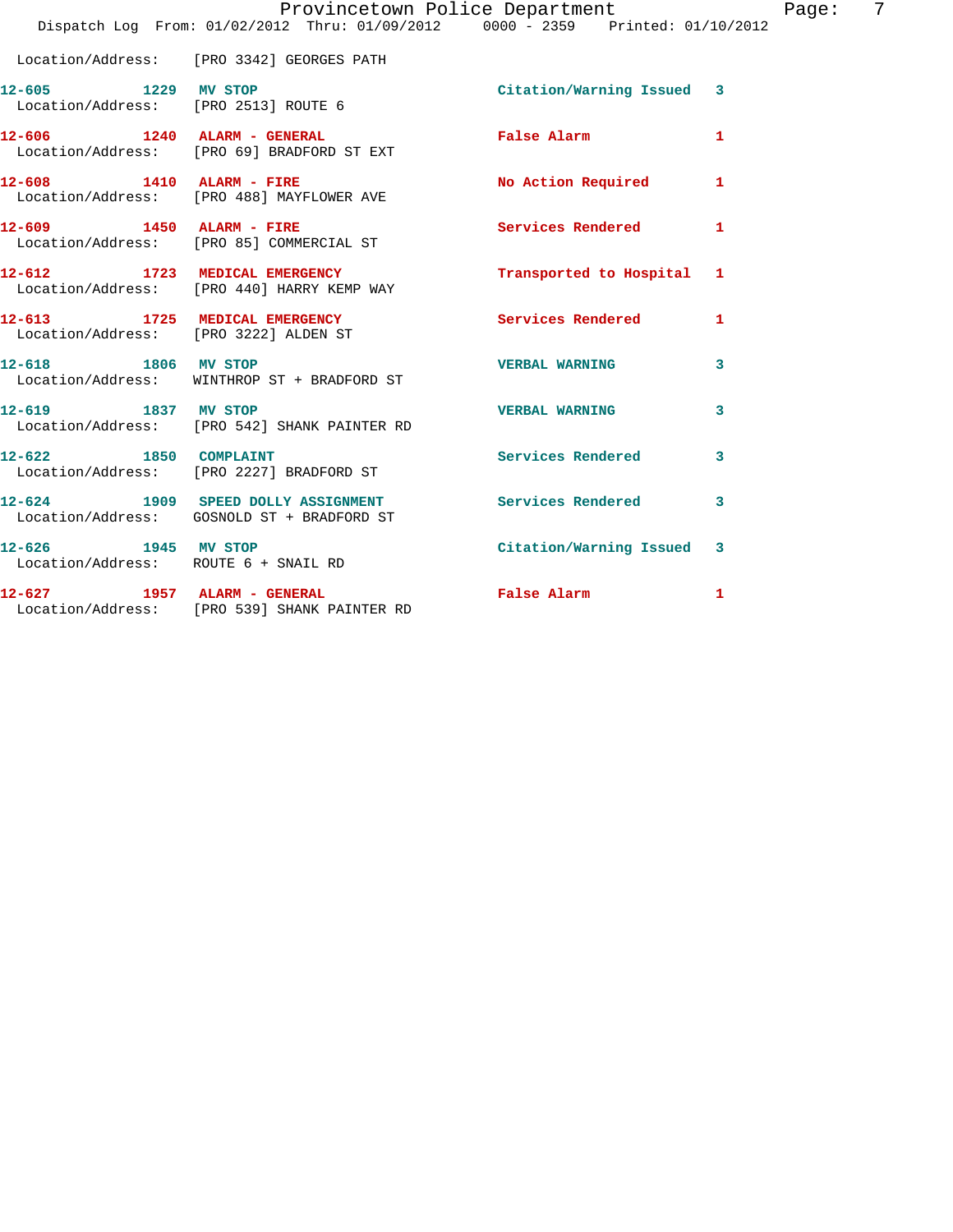Location/Address: [PRO 3342] GEORGES PATH

| | | | | |
|---|---|---|---|---|
| 12-605 | 1229 | MV STOP | Citation/Warning Issued | 3 |
| Location/Address: | [PRO 2513] ROUTE 6 | | | |
| 12-606 | 1240 | ALARM - GENERAL | False Alarm | 1 |
| Location/Address: | [PRO 69] BRADFORD ST EXT | | | |
| 12-608 | 1410 | ALARM - FIRE | No Action Required | 1 |
| Location/Address: | [PRO 488] MAYFLOWER AVE | | | |
| 12-609 | 1450 | ALARM - FIRE | Services Rendered | 1 |
| Location/Address: | [PRO 85] COMMERCIAL ST | | | |
| 12-612 | 1723 | MEDICAL EMERGENCY | Transported to Hospital | 1 |
| Location/Address: | [PRO 440] HARRY KEMP WAY | | | |
| 12-613 | 1725 | MEDICAL EMERGENCY | Services Rendered | 1 |
| Location/Address: | [PRO 3222] ALDEN ST | | | |
| 12-618 | 1806 | MV STOP | VERBAL WARNING | 3 |
| Location/Address: | WINTHROP ST + BRADFORD ST | | | |
| 12-619 | 1837 | MV STOP | VERBAL WARNING | 3 |
| Location/Address: | [PRO 542] SHANK PAINTER RD | | | |
| 12-622 | 1850 | COMPLAINT | Services Rendered | 3 |
| Location/Address: | [PRO 2227] BRADFORD ST | | | |
| 12-624 | 1909 | SPEED DOLLY ASSIGNMENT | Services Rendered | 3 |
| Location/Address: | GOSNOLD ST + BRADFORD ST | | | |
| 12-626 | 1945 | MV STOP | Citation/Warning Issued | 3 |
| Location/Address: | ROUTE 6 + SNAIL RD | | | |
| 12-627 | 1957 | ALARM - GENERAL | False Alarm | 1 |
| Location/Address: | [PRO 539] SHANK PAINTER RD | | | |